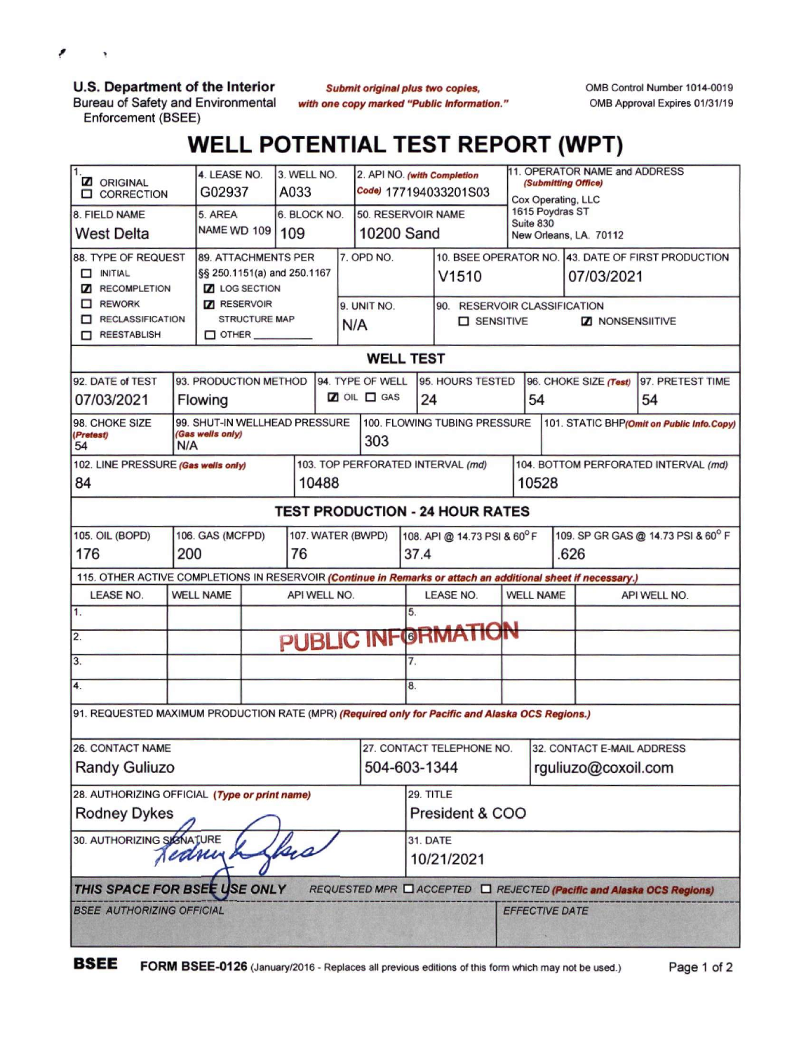U.S. Department of the Interior
Bureau of Safety and Environmental Enforcement (BSEE)

***Submit original plus two copies, with one copy marked "Public Information."***

OMB Control Number 1014-0019
OMB Approval Expires 01/31/19

# WELL POTENTIAL TEST REPORT (WPT)

| | | | | |
|---|---|---|---|---|
| 1. ☑ ORIGINAL ☐ CORRECTION | 4. LEASE NO. G02937 | 3. WELL NO. A033 | 2. API NO. *(with Completion Code)* 177194033201S03 | 11. OPERATOR NAME and ADDRESS *(Submitting Office)* Cox Operating, LLC 1615 Poydras ST Suite 830 New Orleans, LA. 70112 |
| 8. FIELD NAME West Delta | 5. AREA NAME WD 109 | 6. BLOCK NO. 109 | 50. RESERVOIR NAME 10200 Sand | |

| | | | | |
|---|---|---|---|---|
| 88. TYPE OF REQUEST ☐ INITIAL ☑ RECOMPLETION ☐ REWORK ☐ RECLASSIFICATION ☐ REESTABLISH | 89. ATTACHMENTS PER §§ 250.1151(a) and 250.1167 ☑ LOG SECTION ☑ RESERVOIR STRUCTURE MAP ☐ OTHER ________ | 7. OPD NO. | 10. BSEE OPERATOR NO. V1510 | 43. DATE OF FIRST PRODUCTION 07/03/2021 |
| | | 9. UNIT NO. N/A | 90. RESERVOIR CLASSIFICATION ☐ SENSITIVE ☑ NONSENSIITIVE | |

## WELL TEST

| 92. DATE of TEST | 93. PRODUCTION METHOD | 94. TYPE OF WELL | 95. HOURS TESTED | 96. CHOKE SIZE *(Test)* | 97. PRETEST TIME |
|---|---|---|---|---|---|
| 07/03/2021 | Flowing | ☑ OIL ☐ GAS | 24 | 54 | 54 |

| 98. CHOKE SIZE *(Pretest)* | 99. SHUT-IN WELLHEAD PRESSURE *(Gas wells only)* | 100. FLOWING TUBING PRESSURE | 101. STATIC BHP *(Omit on Public Info.Copy)* |
|---|---|---|---|
| 54 | N/A | 303 | |

| 102. LINE PRESSURE *(Gas wells only)* | 103. TOP PERFORATED INTERVAL *(md)* | 104. BOTTOM PERFORATED INTERVAL *(md)* |
|---|---|---|
| 84 | 10488 | 10528 |

## TEST PRODUCTION - 24 HOUR RATES

| 105. OIL (BOPD) | 106. GAS (MCFPD) | 107. WATER (BWPD) | 108. API @ 14.73 PSI & 60° F | 109. SP GR GAS @ 14.73 PSI & 60° F |
|---|---|---|---|---|
| 176 | 200 | 76 | 37.4 | .626 |

115. OTHER ACTIVE COMPLETIONS IN RESERVOIR *(Continue in Remarks or attach an additional sheet if necessary.)*

| LEASE NO. | WELL NAME | API WELL NO. | LEASE NO. | WELL NAME | API WELL NO. |
|---|---|---|---|---|---|
| 1. | | | 5. | | |
| 2. | | | 6. | | |
| 3. | | | 7. | | |
| 4. | | | 8. | | |

PUBLIC INFORMATION

91. REQUESTED MAXIMUM PRODUCTION RATE (MPR) *(Required only for Pacific and Alaska OCS Regions.)*

| 26. CONTACT NAME | 27. CONTACT TELEPHONE NO. | 32. CONTACT E-MAIL ADDRESS |
|---|---|---|
| Randy Guliuzo | 504-603-1344 | rguliuzo@coxoil.com |

| | |
|---|---|
| 28. AUTHORIZING OFFICIAL *(Type or print name)* Rodney Dykes | 29. TITLE President & COO |
| 30. AUTHORIZING SIGNATURE [signature] | 31. DATE 10/21/2021 |

***THIS SPACE FOR BSEE USE ONLY*** *REQUESTED MPR ☐ ACCEPTED ☐ REJECTED (Pacific and Alaska OCS Regions)*

| *BSEE AUTHORIZING OFFICIAL* | *EFFECTIVE DATE* |
|---|---|
| | |

**BSEE** **FORM BSEE-0126** (January/2016 - Replaces all previous editions of this form which may not be used.)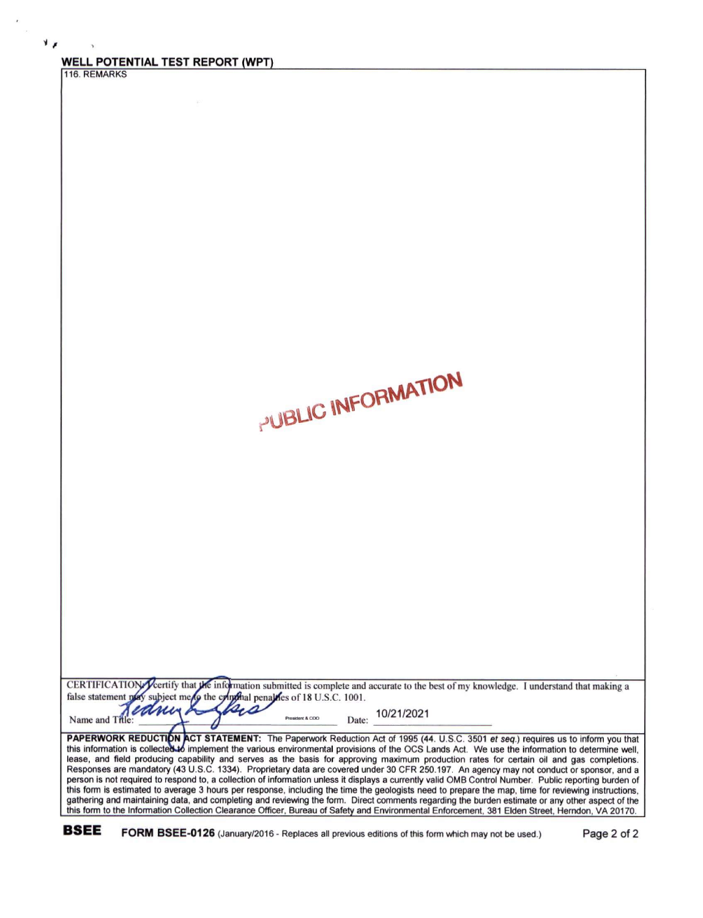## WELL POTENTIAL TEST REPORT (WPT)

116. REMARKS

PUBLIC INFORMATION

CERTIFICATION: I certify that the information submitted is complete and accurate to the best of my knowledge. I understand that making a false statement may subject me to the criminal penalties of 18 U.S.C. 1001.

Name and Title: President & COO Date: 10/21/2021

**PAPERWORK REDUCTION ACT STATEMENT:** The Paperwork Reduction Act of 1995 (44. U.S.C. 3501 *et seq.*) requires us to inform you that this information is collected to implement the various environmental provisions of the OCS Lands Act. We use the information to determine well, lease, and field producing capability and serves as the basis for approving maximum production rates for certain oil and gas completions. Responses are mandatory (43 U.S.C. 1334). Proprietary data are covered under 30 CFR 250.197. An agency may not conduct or sponsor, and a person is not required to respond to, a collection of information unless it displays a currently valid OMB Control Number. Public reporting burden of this form is estimated to average 3 hours per response, including the time the geologists need to prepare the map, time for reviewing instructions, gathering and maintaining data, and completing and reviewing the form. Direct comments regarding the burden estimate or any other aspect of the this form to the Information Collection Clearance Officer, Bureau of Safety and Environmental Enforcement, 381 Elden Street, Herndon, VA 20170.

**BSEE FORM BSEE-0126** (January/2016 - Replaces all previous editions of this form which may not be used.)